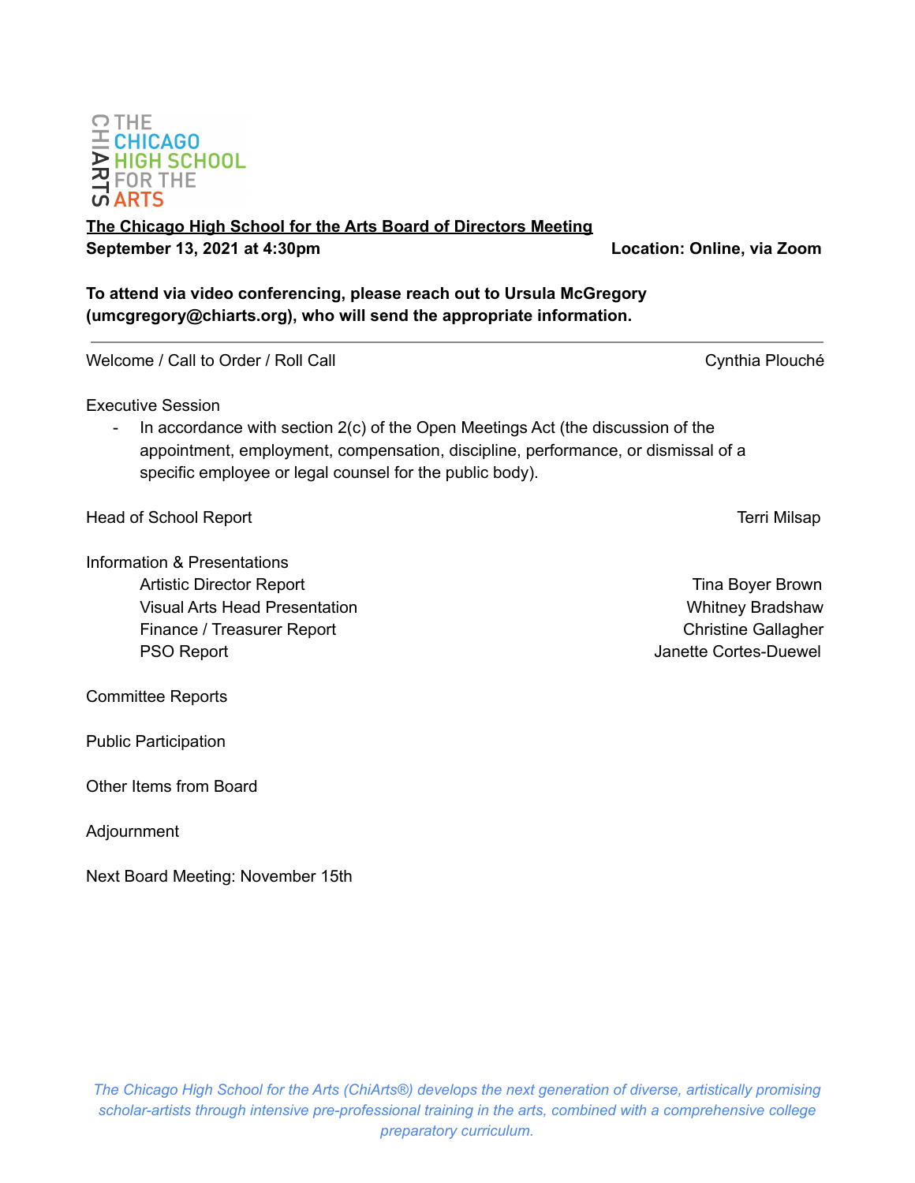THE CHICAGO HIGH SCHOOL FOR THE ARTS

**The Chicago High School for the Arts Board of Directors Meeting**

**September 13, 2021 at 4:30pm** — **Location: Online, via Zoom**

**To attend via video conferencing, please reach out to Ursula McGregory (umcgregory@chiarts.org), who will send the appropriate information.**

---

Welcome / Call to Order / Roll Call — Cynthia Plouché

Executive Session

- In accordance with section 2(c) of the Open Meetings Act (the discussion of the appointment, employment, compensation, discipline, performance, or dismissal of a specific employee or legal counsel for the public body).

Head of School Report — Terri Milsap

Information & Presentations

- Artistic Director Report — Tina Boyer Brown
- Visual Arts Head Presentation — Whitney Bradshaw
- Finance / Treasurer Report — Christine Gallagher
- PSO Report — Janette Cortes-Duewel

Committee Reports

Public Participation

Other Items from Board

Adjournment

Next Board Meeting: November 15th

*The Chicago High School for the Arts (ChiArts®) develops the next generation of diverse, artistically promising scholar-artists through intensive pre-professional training in the arts, combined with a comprehensive college preparatory curriculum.*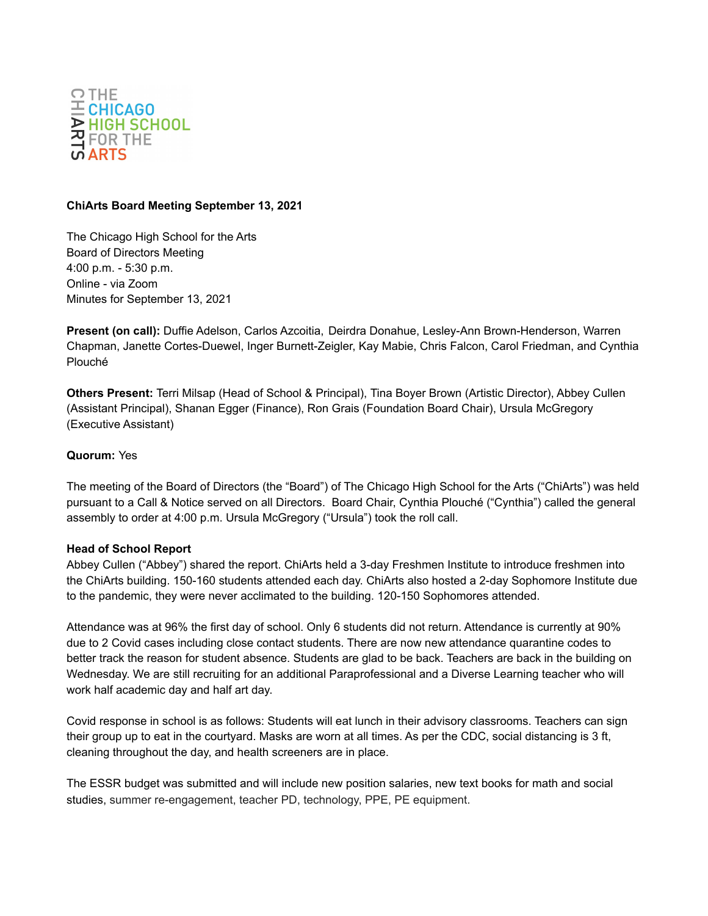THE CHICAGO HIGH SCHOOL FOR THE ARTS

**ChiArts Board Meeting September 13, 2021**

The Chicago High School for the Arts
Board of Directors Meeting
4:00 p.m. - 5:30 p.m.
Online - via Zoom
Minutes for September 13, 2021

**Present (on call):** Duffie Adelson, Carlos Azcoitia, Deirdra Donahue, Lesley-Ann Brown-Henderson, Warren Chapman, Janette Cortes-Duewel, Inger Burnett-Zeigler, Kay Mabie, Chris Falcon, Carol Friedman, and Cynthia Plouché

**Others Present:** Terri Milsap (Head of School & Principal), Tina Boyer Brown (Artistic Director), Abbey Cullen (Assistant Principal), Shanan Egger (Finance), Ron Grais (Foundation Board Chair), Ursula McGregory (Executive Assistant)

**Quorum:** Yes

The meeting of the Board of Directors (the "Board") of The Chicago High School for the Arts ("ChiArts") was held pursuant to a Call & Notice served on all Directors. Board Chair, Cynthia Plouché ("Cynthia") called the general assembly to order at 4:00 p.m. Ursula McGregory ("Ursula") took the roll call.

**Head of School Report**
Abbey Cullen ("Abbey") shared the report. ChiArts held a 3-day Freshmen Institute to introduce freshmen into the ChiArts building. 150-160 students attended each day. ChiArts also hosted a 2-day Sophomore Institute due to the pandemic, they were never acclimated to the building. 120-150 Sophomores attended.

Attendance was at 96% the first day of school. Only 6 students did not return. Attendance is currently at 90% due to 2 Covid cases including close contact students. There are now new attendance quarantine codes to better track the reason for student absence. Students are glad to be back. Teachers are back in the building on Wednesday. We are still recruiting for an additional Paraprofessional and a Diverse Learning teacher who will work half academic day and half art day.

Covid response in school is as follows: Students will eat lunch in their advisory classrooms. Teachers can sign their group up to eat in the courtyard. Masks are worn at all times. As per the CDC, social distancing is 3 ft, cleaning throughout the day, and health screeners are in place.

The ESSR budget was submitted and will include new position salaries, new text books for math and social studies, summer re-engagement, teacher PD, technology, PPE, PE equipment.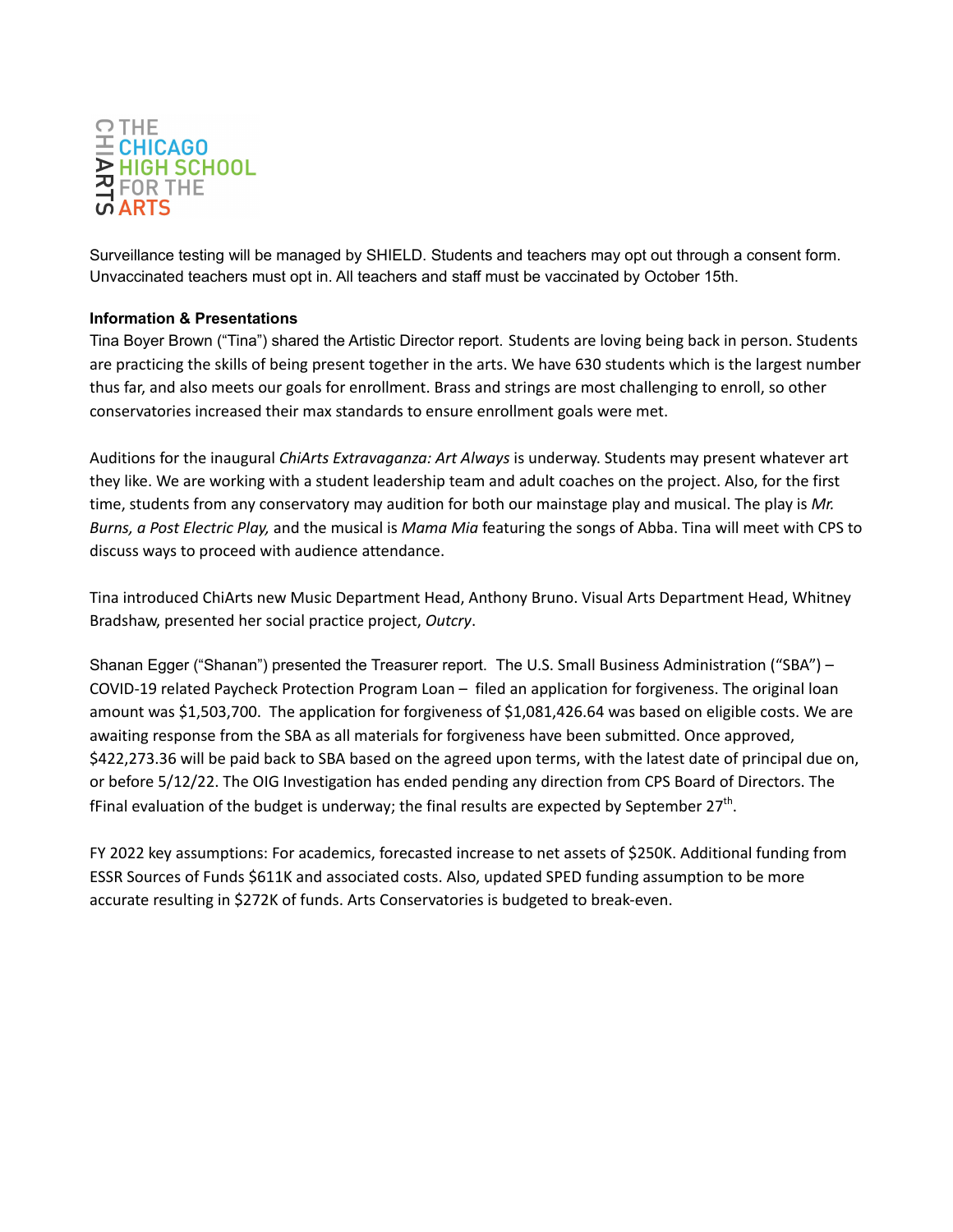Surveillance testing will be managed by SHIELD. Students and teachers may opt out through a consent form. Unvaccinated teachers must opt in. All teachers and staff must be vaccinated by October 15th.

**Information & Presentations**

Tina Boyer Brown ("Tina") shared the Artistic Director report. Students are loving being back in person. Students are practicing the skills of being present together in the arts. We have 630 students which is the largest number thus far, and also meets our goals for enrollment. Brass and strings are most challenging to enroll, so other conservatories increased their max standards to ensure enrollment goals were met.

Auditions for the inaugural *ChiArts Extravaganza: Art Always* is underway. Students may present whatever art they like. We are working with a student leadership team and adult coaches on the project. Also, for the first time, students from any conservatory may audition for both our mainstage play and musical. The play is *Mr. Burns, a Post Electric Play,* and the musical is *Mama Mia* featuring the songs of Abba. Tina will meet with CPS to discuss ways to proceed with audience attendance.

Tina introduced ChiArts new Music Department Head, Anthony Bruno. Visual Arts Department Head, Whitney Bradshaw, presented her social practice project, *Outcry*.

Shanan Egger ("Shanan") presented the Treasurer report. The U.S. Small Business Administration ("SBA") – COVID-19 related Paycheck Protection Program Loan – filed an application for forgiveness. The original loan amount was $1,503,700. The application for forgiveness of $1,081,426.64 was based on eligible costs. We are awaiting response from the SBA as all materials for forgiveness have been submitted. Once approved, $422,273.36 will be paid back to SBA based on the agreed upon terms, with the latest date of principal due on, or before 5/12/22. The OIG Investigation has ended pending any direction from CPS Board of Directors. The fFinal evaluation of the budget is underway; the final results are expected by September 27th.

FY 2022 key assumptions: For academics, forecasted increase to net assets of $250K. Additional funding from ESSR Sources of Funds $611K and associated costs. Also, updated SPED funding assumption to be more accurate resulting in $272K of funds. Arts Conservatories is budgeted to break-even.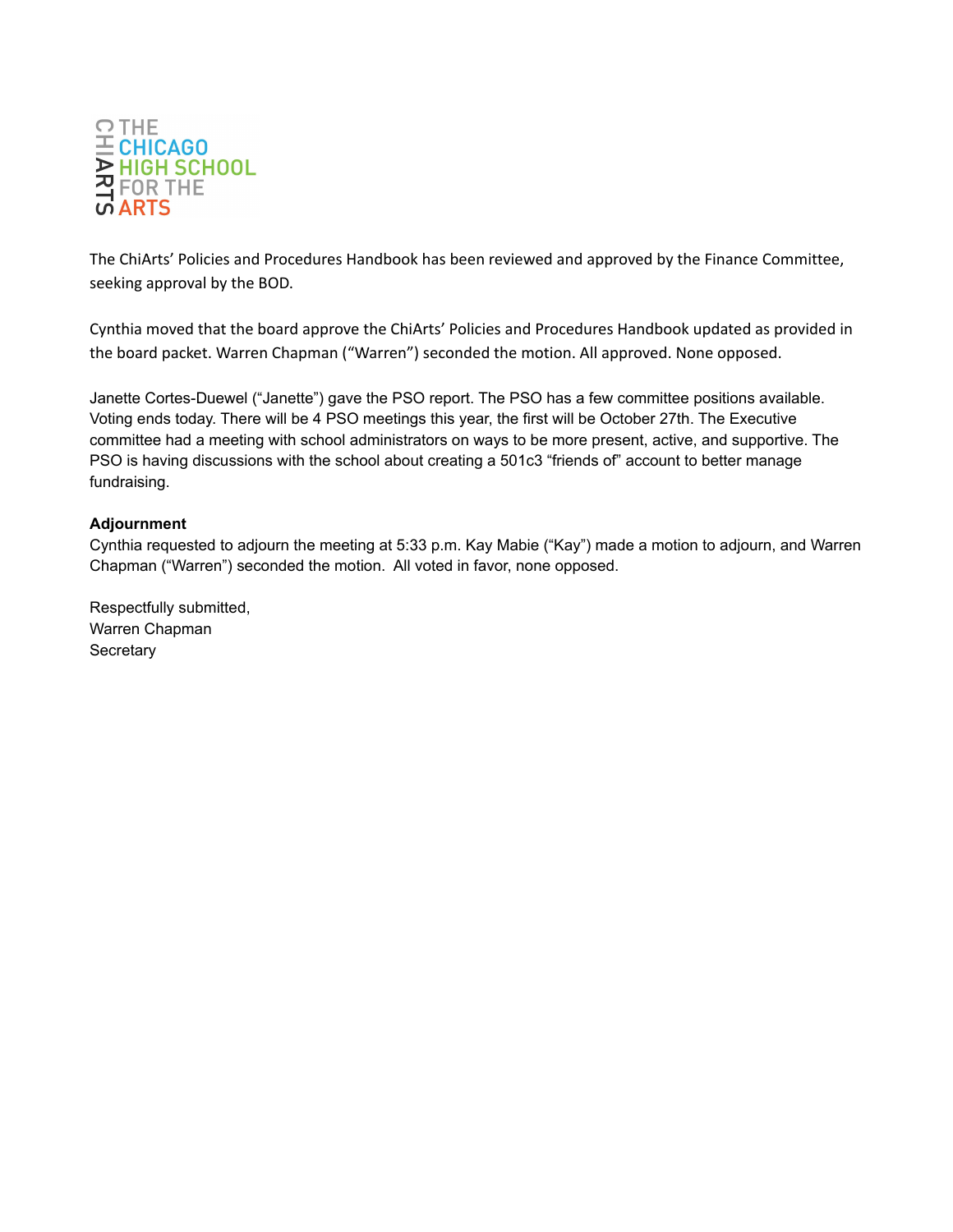The ChiArts' Policies and Procedures Handbook has been reviewed and approved by the Finance Committee, seeking approval by the BOD.

Cynthia moved that the board approve the ChiArts' Policies and Procedures Handbook updated as provided in the board packet. Warren Chapman ("Warren") seconded the motion. All approved. None opposed.

Janette Cortes-Duewel ("Janette") gave the PSO report. The PSO has a few committee positions available. Voting ends today. There will be 4 PSO meetings this year, the first will be October 27th. The Executive committee had a meeting with school administrators on ways to be more present, active, and supportive. The PSO is having discussions with the school about creating a 501c3 "friends of" account to better manage fundraising.

**Adjournment**

Cynthia requested to adjourn the meeting at 5:33 p.m. Kay Mabie ("Kay") made a motion to adjourn, and Warren Chapman ("Warren") seconded the motion. All voted in favor, none opposed.

Respectfully submitted,
Warren Chapman
Secretary